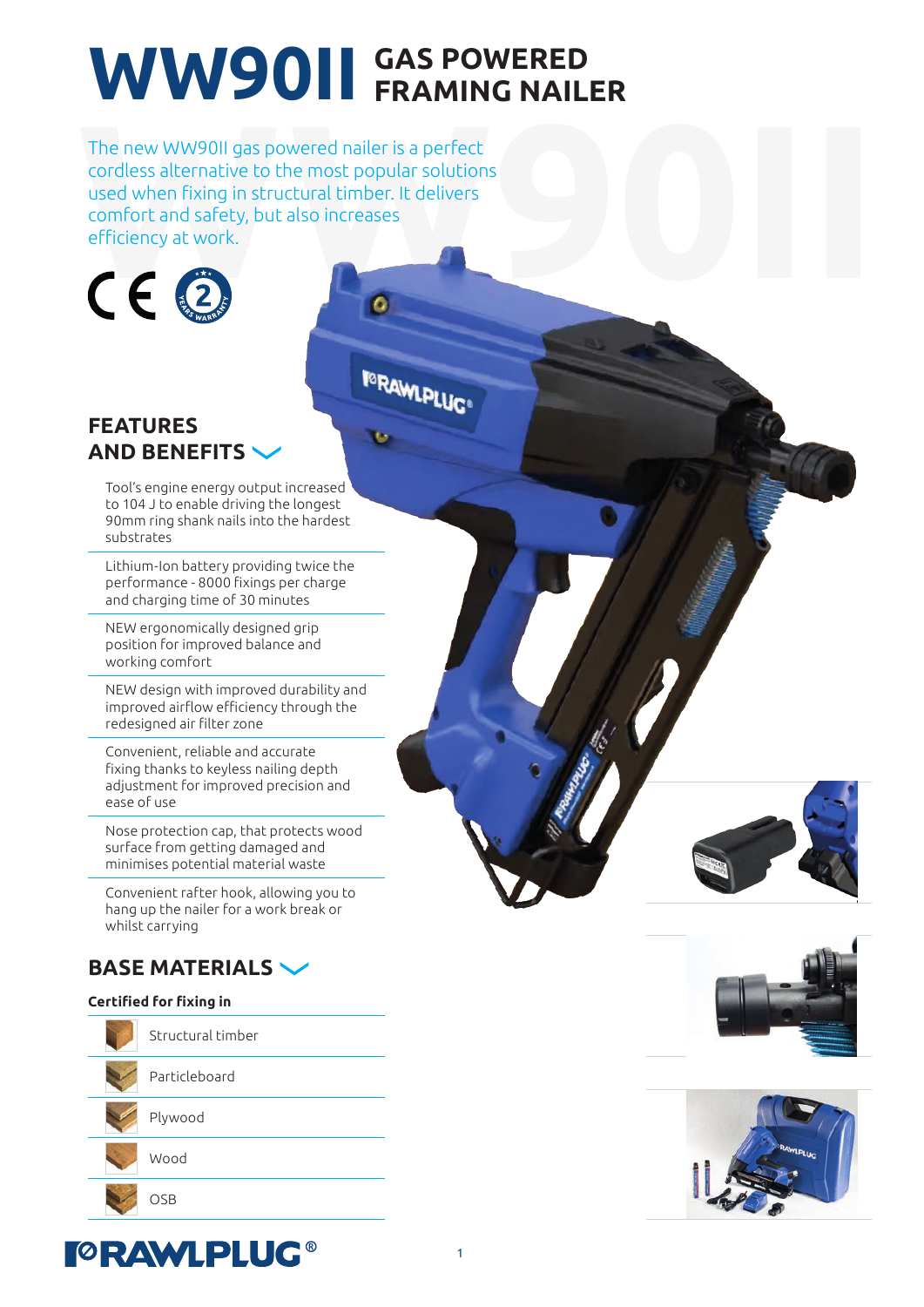# WW90II GAS POWERED FRAMING NAILER

The new WW90II gas powered nailer is a perfect cordless alternative to the most popular solutions used when fixing in structural timber. It delivers comfort and safety, but also increases efficiency at work.

## FEATURES AND BENEFITS

- Tool's engine energy output increased to 104 J to enable driving the longest 90mm ring shank nails into the hardest substrates
- Lithium-Ion battery providing twice the performance - 8000 fixings per charge and charging time of 30 minutes
- NEW ergonomically designed grip position for improved balance and working comfort
- NEW design with improved durability and improved airflow efficiency through the redesigned air filter zone
- Convenient, reliable and accurate fixing thanks to keyless nailing depth adjustment for improved precision and ease of use
- Nose protection cap, that protects wood surface from getting damaged and minimises potential material waste
- Convenient rafter hook, allowing you to hang up the nailer for a work break or whilst carrying

## BASE MATERIALS

**Certified for fixing in**

- Structural timber
- Particleboard
- Plywood
- Wood
- OSB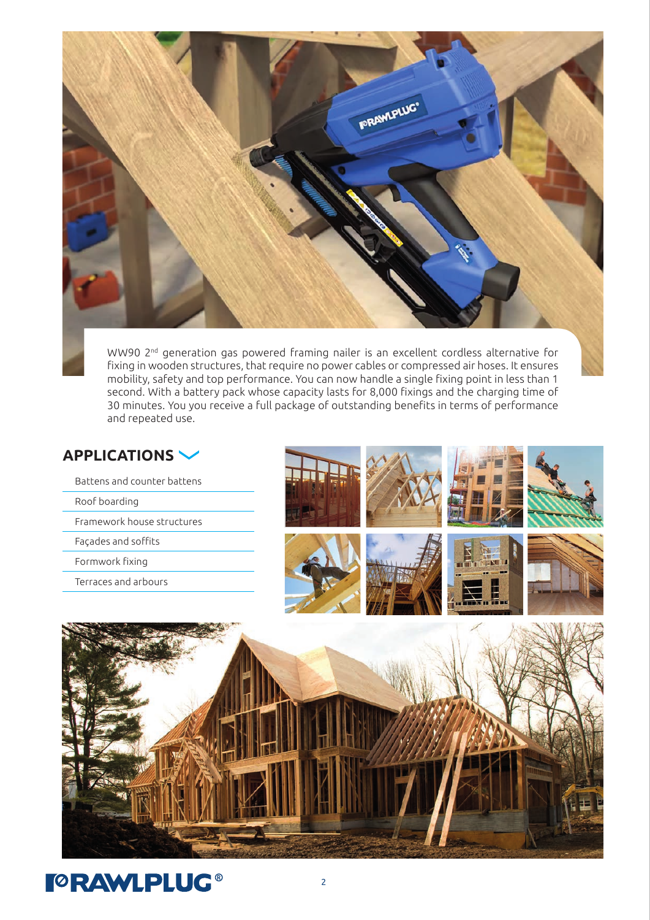WW90 2nd generation gas powered framing nailer is an excellent cordless alternative for fixing in wooden structures, that require no power cables or compressed air hoses. It ensures mobility, safety and top performance. You can now handle a single fixing point in less than 1 second. With a battery pack whose capacity lasts for 8,000 fixings and the charging time of 30 minutes. You you receive a full package of outstanding benefits in terms of performance and repeated use.

## APPLICATIONS

- Battens and counter battens
- Roof boarding
- Framework house structures
- Façades and soffits
- Formwork fixing
- Terraces and arbours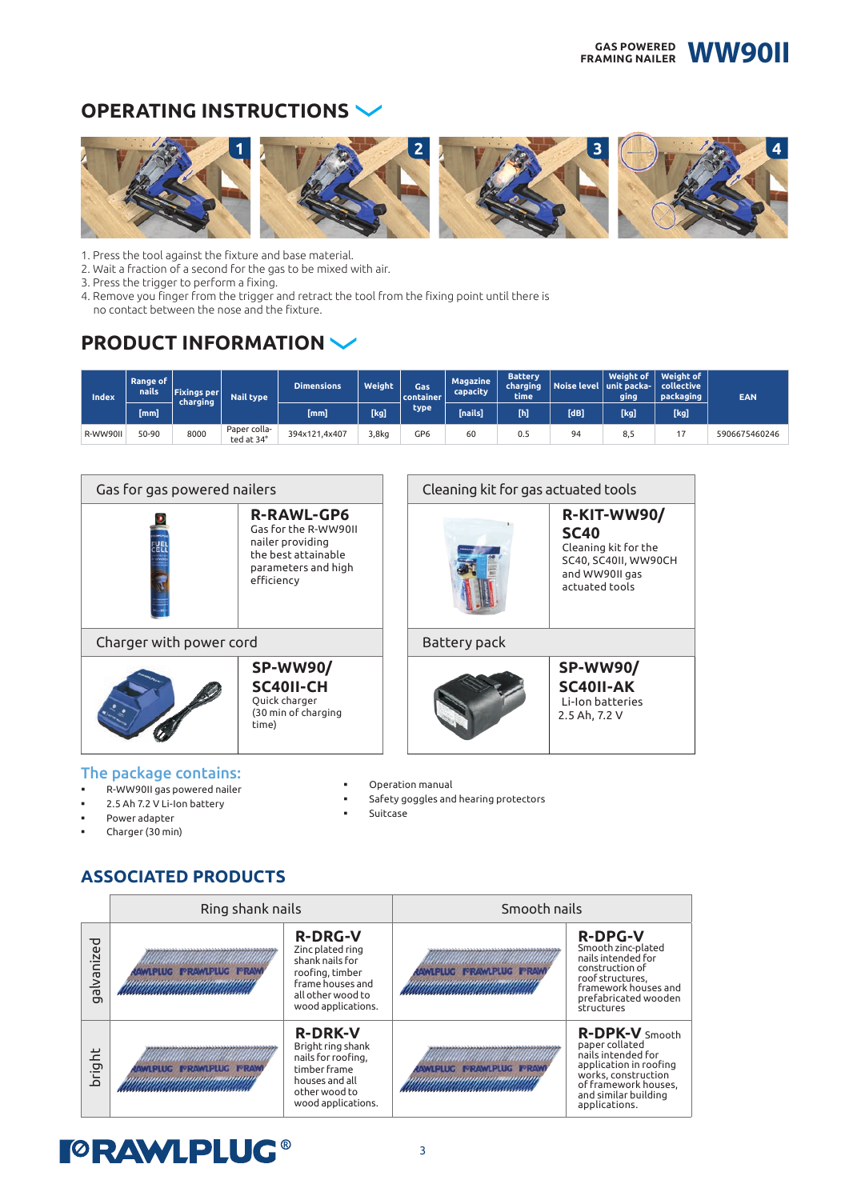GAS POWERED FRAMING NAILER **WW90II**

## OPERATING INSTRUCTIONS

1. Press the tool against the fixture and base material.
2. Wait a fraction of a second for the gas to be mixed with air.
3. Press the trigger to perform a fixing.
4. Remove you finger from the trigger and retract the tool from the fixing point until there is no contact between the nose and the fixture.

## PRODUCT INFORMATION

| Index | Range of nails | Fixings per charging | Nail type | Dimensions | Weight | Gas container type | Magazine capacity | Battery charging time | Noise level | Weight of unit packaging | Weight of collective packaging | EAN |
|---|---|---|---|---|---|---|---|---|---|---|---|---|
| | [mm] | | | [mm] | [kg] | | [nails] | [h] | [dB] | [kg] | [kg] | |
| R-WW90II | 50-90 | 8000 | Paper collated at 34° | 394x121,4x407 | 3,8kg | GP6 | 60 | 0.5 | 94 | 8,5 | 17 | 5906675460246 |

| Gas for gas powered nailers | | Cleaning kit for gas actuated tools | |
|---|---|---|---|
| | **R-RAWL-GP6** Gas for the R-WW90II nailer providing the best attainable parameters and high efficiency | | **R-KIT-WW90/SC40** Cleaning kit for the SC40, SC40II, WW90CH and WW90II gas actuated tools |
| **Charger with power cord** | | **Battery pack** | |
| | **SP-WW90/SC40II-CH** Quick charger (30 min of charging time) | | **SP-WW90/SC40II-AK** Li-Ion batteries 2.5 Ah, 7.2 V |

### The package contains:

- R-WW90II gas powered nailer
- 2.5 Ah 7.2 V Li-Ion battery
- Power adapter
- Charger (30 min)
- Operation manual
- Safety goggles and hearing protectors
- Suitcase

## ASSOCIATED PRODUCTS

| | Ring shank nails | | Smooth nails | |
|---|---|---|---|---|
| galvanized | | **R-DRG-V** Zinc plated ring shank nails for roofing, timber frame houses and all other wood to wood applications. | | **R-DPG-V** Smooth zinc-plated nails intended for construction of roof structures, framework houses and prefabricated wooden structures |
| bright | | **R-DRK-V** Bright ring shank nails for roofing, timber frame houses and all other wood to wood applications. | | **R-DPK-V** Smooth paper collated nails intended for application in roofing works, construction of framework houses, and similar building applications. |

RAWLPLUG®